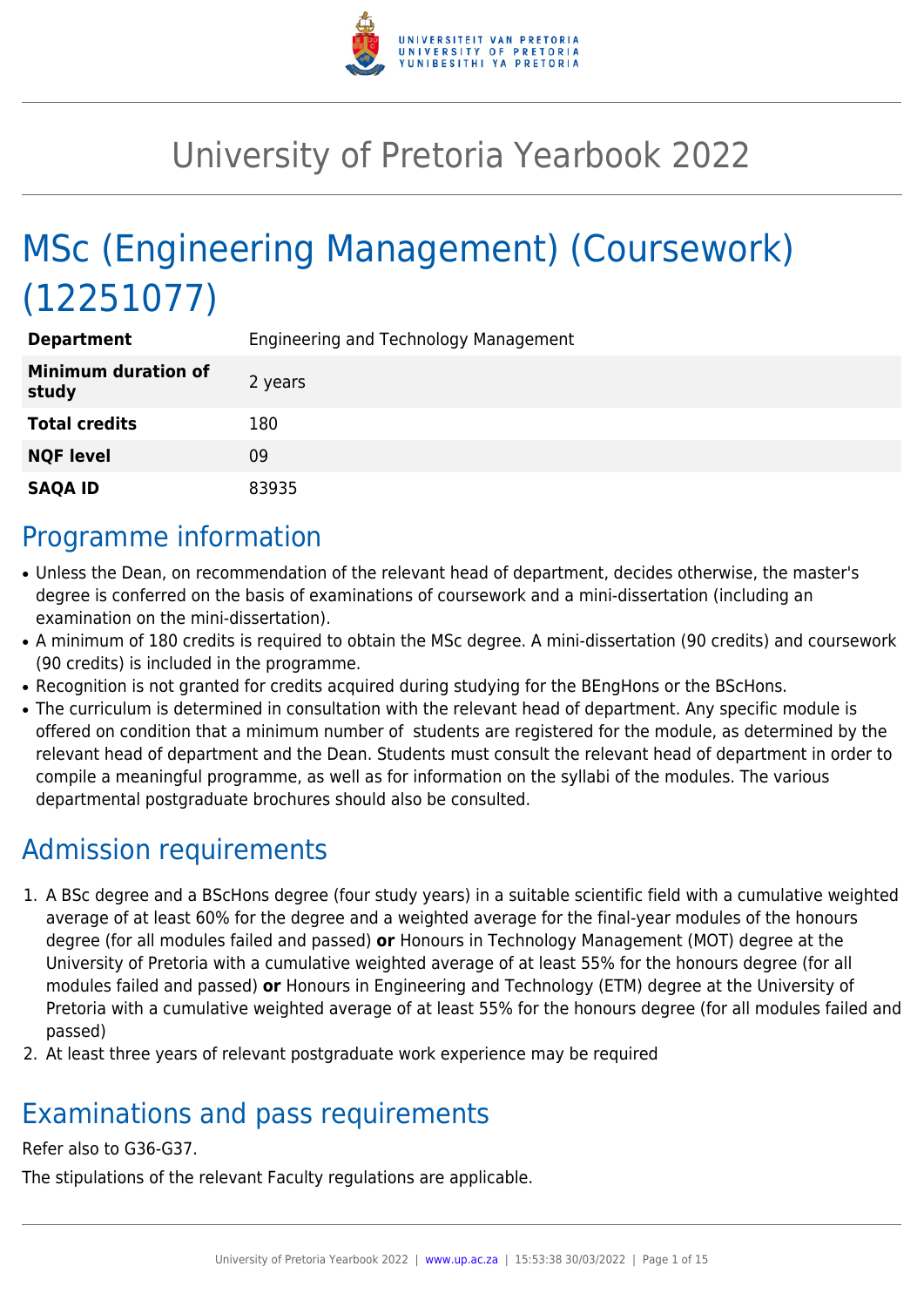# University of Pretoria Yearbook 2022

# MSc (Engineering Management) (Coursework) (12251077)

| | |
|---|---|
| **Department** | Engineering and Technology Management |
| **Minimum duration of study** | 2 years |
| **Total credits** | 180 |
| **NQF level** | 09 |
| **SAQA ID** | 83935 |

## Programme information

- Unless the Dean, on recommendation of the relevant head of department, decides otherwise, the master's degree is conferred on the basis of examinations of coursework and a mini-dissertation (including an examination on the mini-dissertation).
- A minimum of 180 credits is required to obtain the MSc degree. A mini-dissertation (90 credits) and coursework (90 credits) is included in the programme.
- Recognition is not granted for credits acquired during studying for the BEngHons or the BScHons.
- The curriculum is determined in consultation with the relevant head of department. Any specific module is offered on condition that a minimum number of students are registered for the module, as determined by the relevant head of department and the Dean. Students must consult the relevant head of department in order to compile a meaningful programme, as well as for information on the syllabi of the modules. The various departmental postgraduate brochures should also be consulted.

## Admission requirements

1. A BSc degree and a BScHons degree (four study years) in a suitable scientific field with a cumulative weighted average of at least 60% for the degree and a weighted average for the final-year modules of the honours degree (for all modules failed and passed) **or** Honours in Technology Management (MOT) degree at the University of Pretoria with a cumulative weighted average of at least 55% for the honours degree (for all modules failed and passed) **or** Honours in Engineering and Technology (ETM) degree at the University of Pretoria with a cumulative weighted average of at least 55% for the honours degree (for all modules failed and passed)
2. At least three years of relevant postgraduate work experience may be required

## Examinations and pass requirements

Refer also to G36-G37.

The stipulations of the relevant Faculty regulations are applicable.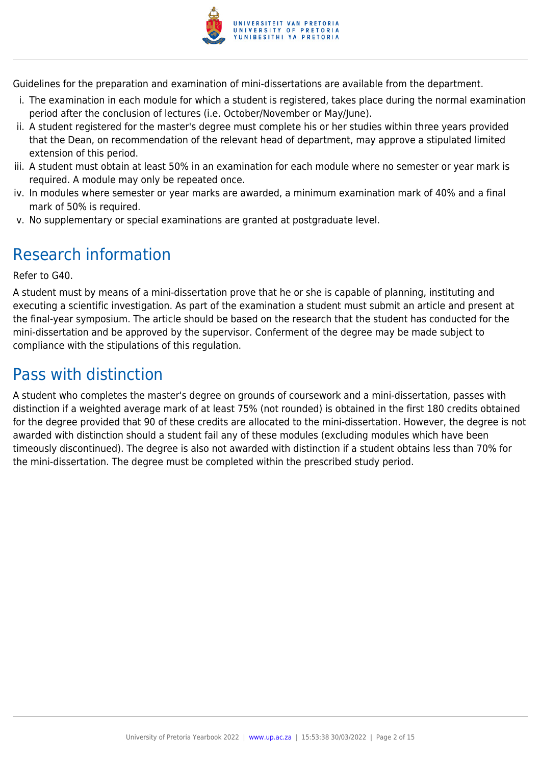Guidelines for the preparation and examination of mini-dissertations are available from the department.

i. The examination in each module for which a student is registered, takes place during the normal examination period after the conclusion of lectures (i.e. October/November or May/June).
ii. A student registered for the master's degree must complete his or her studies within three years provided that the Dean, on recommendation of the relevant head of department, may approve a stipulated limited extension of this period.
iii. A student must obtain at least 50% in an examination for each module where no semester or year mark is required. A module may only be repeated once.
iv. In modules where semester or year marks are awarded, a minimum examination mark of 40% and a final mark of 50% is required.
v. No supplementary or special examinations are granted at postgraduate level.

## Research information

Refer to G40.

A student must by means of a mini-dissertation prove that he or she is capable of planning, instituting and executing a scientific investigation. As part of the examination a student must submit an article and present at the final-year symposium. The article should be based on the research that the student has conducted for the mini-dissertation and be approved by the supervisor. Conferment of the degree may be made subject to compliance with the stipulations of this regulation.

## Pass with distinction

A student who completes the master's degree on grounds of coursework and a mini-dissertation, passes with distinction if a weighted average mark of at least 75% (not rounded) is obtained in the first 180 credits obtained for the degree provided that 90 of these credits are allocated to the mini-dissertation. However, the degree is not awarded with distinction should a student fail any of these modules (excluding modules which have been timeously discontinued). The degree is also not awarded with distinction if a student obtains less than 70% for the mini-dissertation. The degree must be completed within the prescribed study period.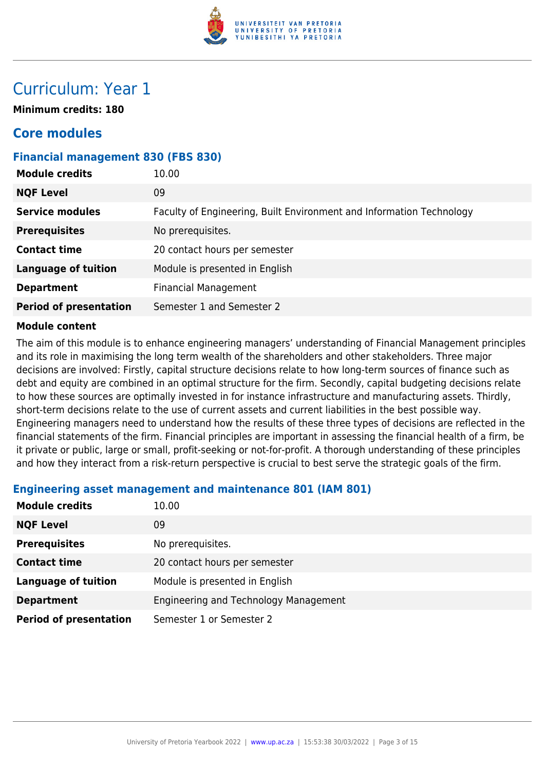# Curriculum: Year 1

**Minimum credits: 180**

## Core modules

### Financial management 830 (FBS 830)

| | |
|---|---|
| **Module credits** | 10.00 |
| **NQF Level** | 09 |
| **Service modules** | Faculty of Engineering, Built Environment and Information Technology |
| **Prerequisites** | No prerequisites. |
| **Contact time** | 20 contact hours per semester |
| **Language of tuition** | Module is presented in English |
| **Department** | Financial Management |
| **Period of presentation** | Semester 1 and Semester 2 |

**Module content**

The aim of this module is to enhance engineering managers' understanding of Financial Management principles and its role in maximising the long term wealth of the shareholders and other stakeholders. Three major decisions are involved: Firstly, capital structure decisions relate to how long-term sources of finance such as debt and equity are combined in an optimal structure for the firm. Secondly, capital budgeting decisions relate to how these sources are optimally invested in for instance infrastructure and manufacturing assets. Thirdly, short-term decisions relate to the use of current assets and current liabilities in the best possible way. Engineering managers need to understand how the results of these three types of decisions are reflected in the financial statements of the firm. Financial principles are important in assessing the financial health of a firm, be it private or public, large or small, profit-seeking or not-for-profit. A thorough understanding of these principles and how they interact from a risk-return perspective is crucial to best serve the strategic goals of the firm.

### Engineering asset management and maintenance 801 (IAM 801)

| | |
|---|---|
| **Module credits** | 10.00 |
| **NQF Level** | 09 |
| **Prerequisites** | No prerequisites. |
| **Contact time** | 20 contact hours per semester |
| **Language of tuition** | Module is presented in English |
| **Department** | Engineering and Technology Management |
| **Period of presentation** | Semester 1 or Semester 2 |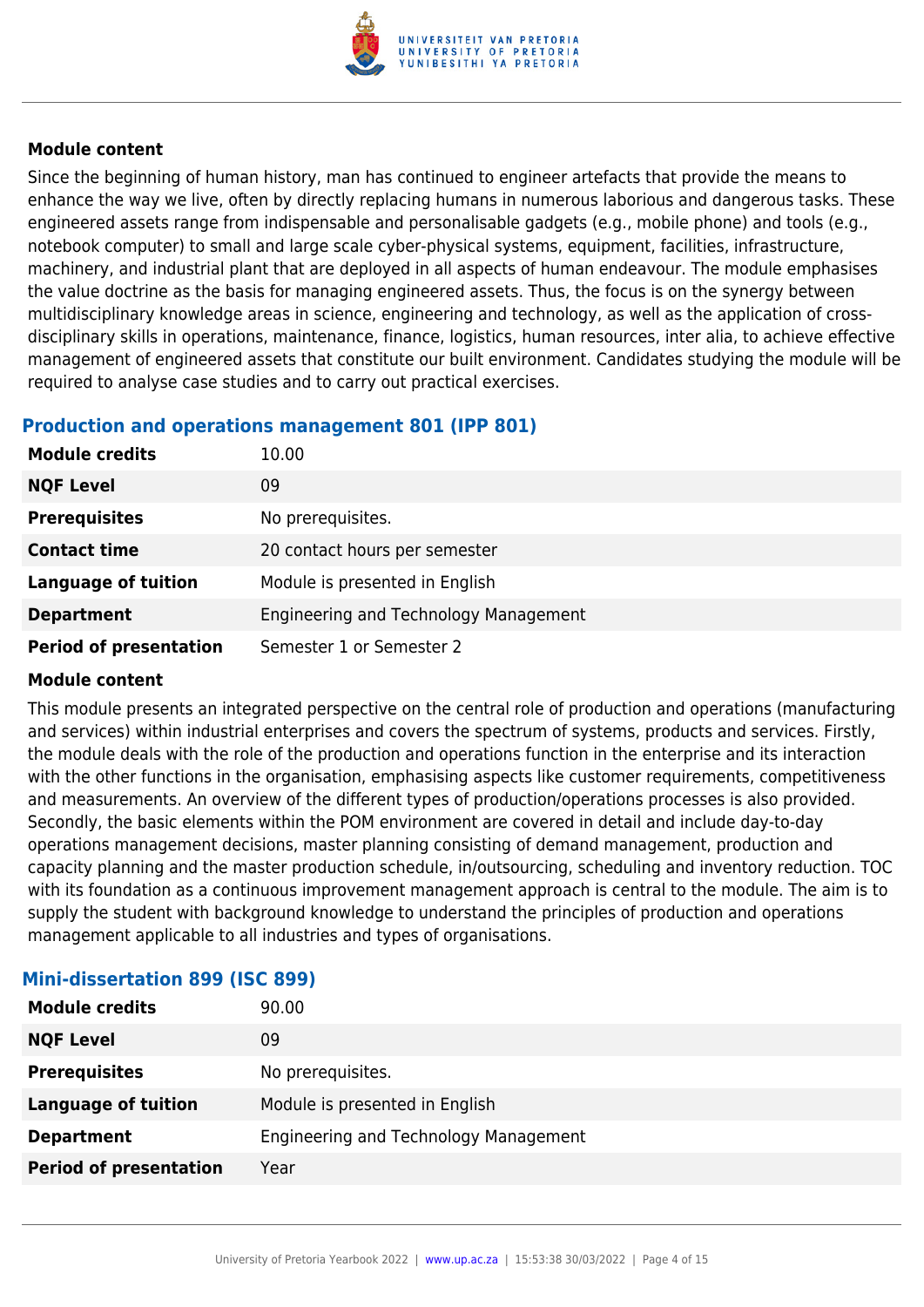**Module content**

Since the beginning of human history, man has continued to engineer artefacts that provide the means to enhance the way we live, often by directly replacing humans in numerous laborious and dangerous tasks. These engineered assets range from indispensable and personalisable gadgets (e.g., mobile phone) and tools (e.g., notebook computer) to small and large scale cyber-physical systems, equipment, facilities, infrastructure, machinery, and industrial plant that are deployed in all aspects of human endeavour. The module emphasises the value doctrine as the basis for managing engineered assets. Thus, the focus is on the synergy between multidisciplinary knowledge areas in science, engineering and technology, as well as the application of cross-disciplinary skills in operations, maintenance, finance, logistics, human resources, inter alia, to achieve effective management of engineered assets that constitute our built environment. Candidates studying the module will be required to analyse case studies and to carry out practical exercises.

### Production and operations management 801 (IPP 801)

| | |
|---|---|
| **Module credits** | 10.00 |
| **NQF Level** | 09 |
| **Prerequisites** | No prerequisites. |
| **Contact time** | 20 contact hours per semester |
| **Language of tuition** | Module is presented in English |
| **Department** | Engineering and Technology Management |
| **Period of presentation** | Semester 1 or Semester 2 |

**Module content**

This module presents an integrated perspective on the central role of production and operations (manufacturing and services) within industrial enterprises and covers the spectrum of systems, products and services. Firstly, the module deals with the role of the production and operations function in the enterprise and its interaction with the other functions in the organisation, emphasising aspects like customer requirements, competitiveness and measurements. An overview of the different types of production/operations processes is also provided. Secondly, the basic elements within the POM environment are covered in detail and include day-to-day operations management decisions, master planning consisting of demand management, production and capacity planning and the master production schedule, in/outsourcing, scheduling and inventory reduction. TOC with its foundation as a continuous improvement management approach is central to the module. The aim is to supply the student with background knowledge to understand the principles of production and operations management applicable to all industries and types of organisations.

### Mini-dissertation 899 (ISC 899)

| | |
|---|---|
| **Module credits** | 90.00 |
| **NQF Level** | 09 |
| **Prerequisites** | No prerequisites. |
| **Language of tuition** | Module is presented in English |
| **Department** | Engineering and Technology Management |
| **Period of presentation** | Year |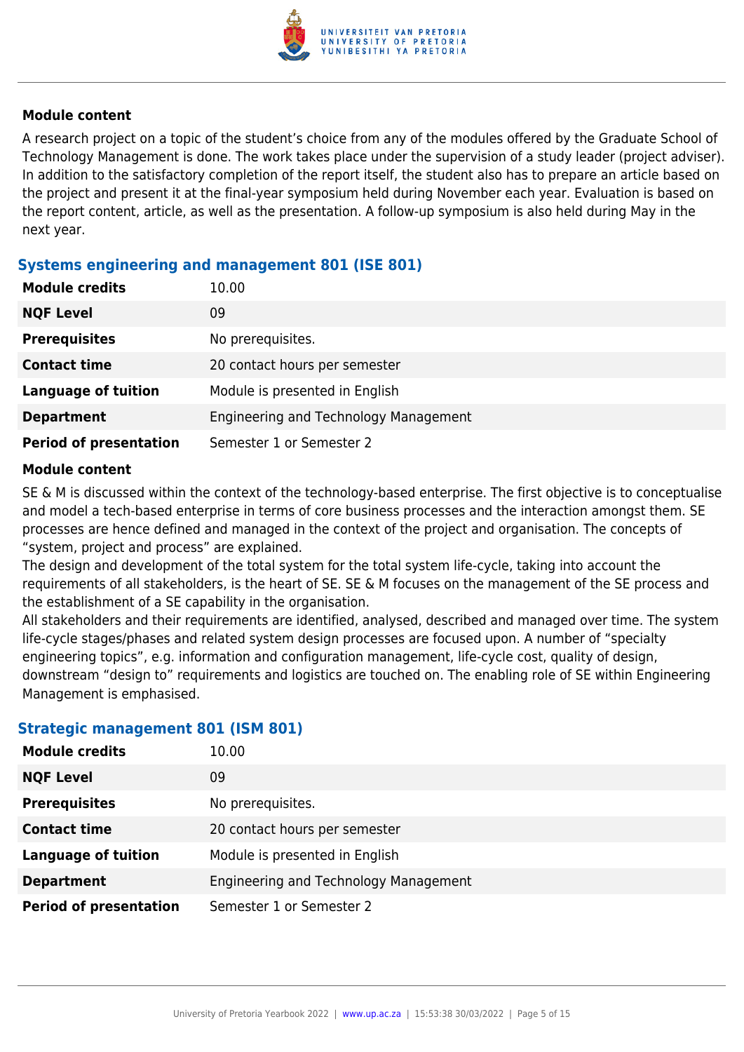#### Module content

A research project on a topic of the student's choice from any of the modules offered by the Graduate School of Technology Management is done. The work takes place under the supervision of a study leader (project adviser). In addition to the satisfactory completion of the report itself, the student also has to prepare an article based on the project and present it at the final-year symposium held during November each year. Evaluation is based on the report content, article, as well as the presentation. A follow-up symposium is also held during May in the next year.

### Systems engineering and management 801 (ISE 801)

| | |
|---|---|
| **Module credits** | 10.00 |
| **NQF Level** | 09 |
| **Prerequisites** | No prerequisites. |
| **Contact time** | 20 contact hours per semester |
| **Language of tuition** | Module is presented in English |
| **Department** | Engineering and Technology Management |
| **Period of presentation** | Semester 1 or Semester 2 |

#### Module content

SE & M is discussed within the context of the technology-based enterprise. The first objective is to conceptualise and model a tech-based enterprise in terms of core business processes and the interaction amongst them. SE processes are hence defined and managed in the context of the project and organisation. The concepts of "system, project and process" are explained.
The design and development of the total system for the total system life-cycle, taking into account the requirements of all stakeholders, is the heart of SE. SE & M focuses on the management of the SE process and the establishment of a SE capability in the organisation.
All stakeholders and their requirements are identified, analysed, described and managed over time. The system life-cycle stages/phases and related system design processes are focused upon. A number of "specialty engineering topics", e.g. information and configuration management, life-cycle cost, quality of design, downstream "design to" requirements and logistics are touched on. The enabling role of SE within Engineering Management is emphasised.

### Strategic management 801 (ISM 801)

| | |
|---|---|
| **Module credits** | 10.00 |
| **NQF Level** | 09 |
| **Prerequisites** | No prerequisites. |
| **Contact time** | 20 contact hours per semester |
| **Language of tuition** | Module is presented in English |
| **Department** | Engineering and Technology Management |
| **Period of presentation** | Semester 1 or Semester 2 |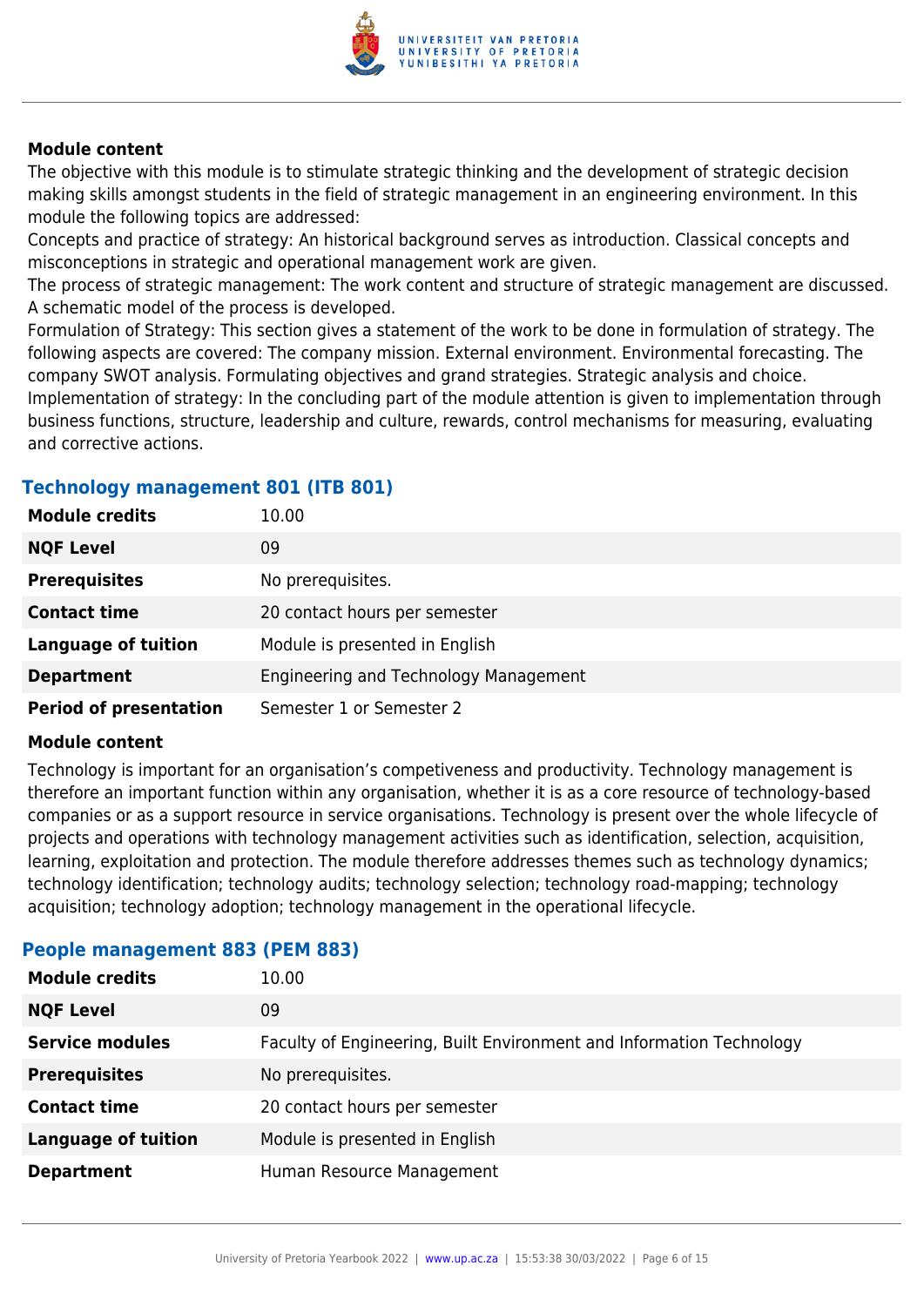**Module content**

The objective with this module is to stimulate strategic thinking and the development of strategic decision making skills amongst students in the field of strategic management in an engineering environment. In this module the following topics are addressed:
Concepts and practice of strategy: An historical background serves as introduction. Classical concepts and misconceptions in strategic and operational management work are given.
The process of strategic management: The work content and structure of strategic management are discussed. A schematic model of the process is developed.
Formulation of Strategy: This section gives a statement of the work to be done in formulation of strategy. The following aspects are covered: The company mission. External environment. Environmental forecasting. The company SWOT analysis. Formulating objectives and grand strategies. Strategic analysis and choice.
Implementation of strategy: In the concluding part of the module attention is given to implementation through business functions, structure, leadership and culture, rewards, control mechanisms for measuring, evaluating and corrective actions.

### Technology management 801 (ITB 801)

| | |
|---|---|
| **Module credits** | 10.00 |
| **NQF Level** | 09 |
| **Prerequisites** | No prerequisites. |
| **Contact time** | 20 contact hours per semester |
| **Language of tuition** | Module is presented in English |
| **Department** | Engineering and Technology Management |
| **Period of presentation** | Semester 1 or Semester 2 |

**Module content**

Technology is important for an organisation's competiveness and productivity. Technology management is therefore an important function within any organisation, whether it is as a core resource of technology-based companies or as a support resource in service organisations. Technology is present over the whole lifecycle of projects and operations with technology management activities such as identification, selection, acquisition, learning, exploitation and protection. The module therefore addresses themes such as technology dynamics; technology identification; technology audits; technology selection; technology road-mapping; technology acquisition; technology adoption; technology management in the operational lifecycle.

### People management 883 (PEM 883)

| | |
|---|---|
| **Module credits** | 10.00 |
| **NQF Level** | 09 |
| **Service modules** | Faculty of Engineering, Built Environment and Information Technology |
| **Prerequisites** | No prerequisites. |
| **Contact time** | 20 contact hours per semester |
| **Language of tuition** | Module is presented in English |
| **Department** | Human Resource Management |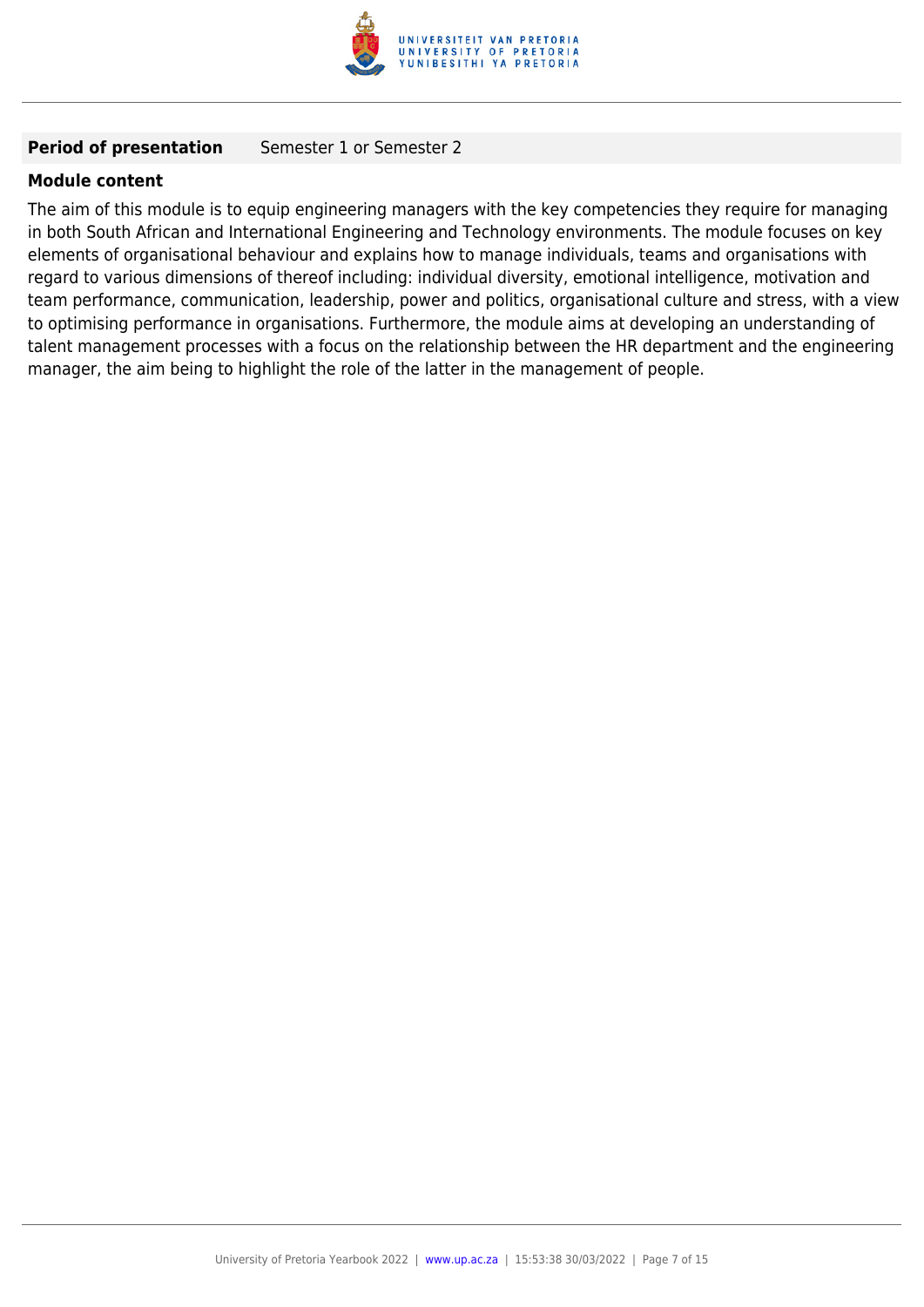| **Period of presentation** | Semester 1 or Semester 2 |
| --- | --- |

**Module content**

The aim of this module is to equip engineering managers with the key competencies they require for managing in both South African and International Engineering and Technology environments. The module focuses on key elements of organisational behaviour and explains how to manage individuals, teams and organisations with regard to various dimensions of thereof including: individual diversity, emotional intelligence, motivation and team performance, communication, leadership, power and politics, organisational culture and stress, with a view to optimising performance in organisations. Furthermore, the module aims at developing an understanding of talent management processes with a focus on the relationship between the HR department and the engineering manager, the aim being to highlight the role of the latter in the management of people.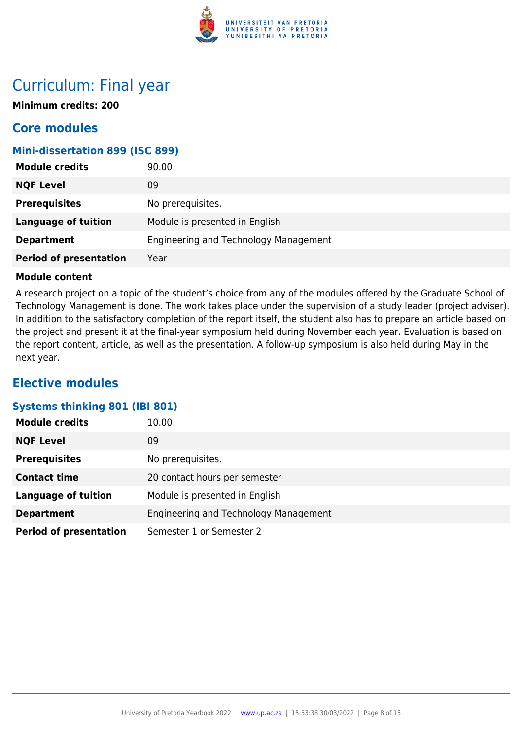# Curriculum: Final year

**Minimum credits: 200**

## Core modules

### Mini-dissertation 899 (ISC 899)

| | |
|---|---|
| **Module credits** | 90.00 |
| **NQF Level** | 09 |
| **Prerequisites** | No prerequisites. |
| **Language of tuition** | Module is presented in English |
| **Department** | Engineering and Technology Management |
| **Period of presentation** | Year |

**Module content**

A research project on a topic of the student's choice from any of the modules offered by the Graduate School of Technology Management is done. The work takes place under the supervision of a study leader (project adviser). In addition to the satisfactory completion of the report itself, the student also has to prepare an article based on the project and present it at the final-year symposium held during November each year. Evaluation is based on the report content, article, as well as the presentation. A follow-up symposium is also held during May in the next year.

## Elective modules

### Systems thinking 801 (IBI 801)

| | |
|---|---|
| **Module credits** | 10.00 |
| **NQF Level** | 09 |
| **Prerequisites** | No prerequisites. |
| **Contact time** | 20 contact hours per semester |
| **Language of tuition** | Module is presented in English |
| **Department** | Engineering and Technology Management |
| **Period of presentation** | Semester 1 or Semester 2 |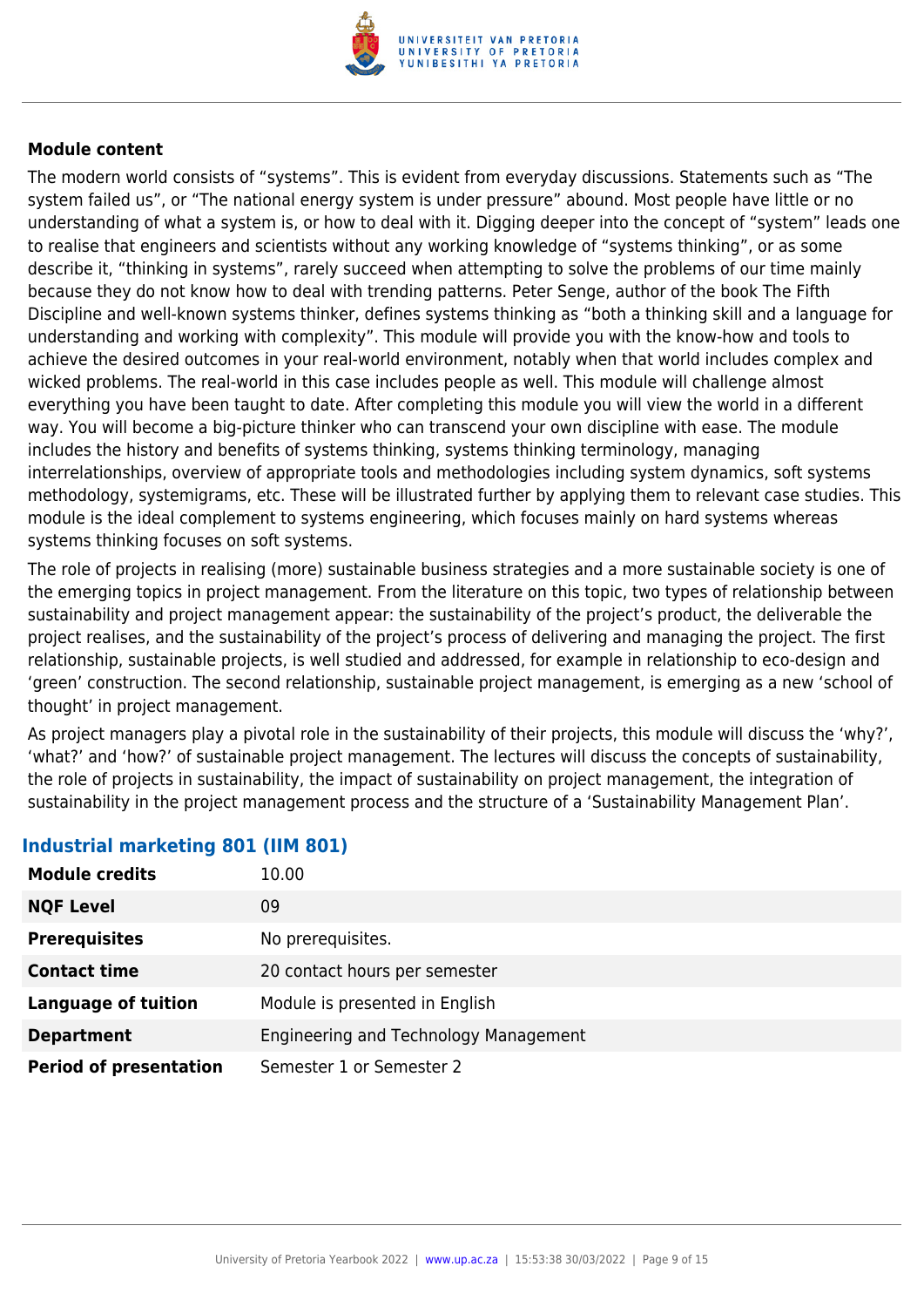**Module content**

The modern world consists of "systems". This is evident from everyday discussions. Statements such as "The system failed us", or "The national energy system is under pressure" abound. Most people have little or no understanding of what a system is, or how to deal with it. Digging deeper into the concept of "system" leads one to realise that engineers and scientists without any working knowledge of "systems thinking", or as some describe it, "thinking in systems", rarely succeed when attempting to solve the problems of our time mainly because they do not know how to deal with trending patterns. Peter Senge, author of the book The Fifth Discipline and well-known systems thinker, defines systems thinking as "both a thinking skill and a language for understanding and working with complexity". This module will provide you with the know-how and tools to achieve the desired outcomes in your real-world environment, notably when that world includes complex and wicked problems. The real-world in this case includes people as well. This module will challenge almost everything you have been taught to date. After completing this module you will view the world in a different way. You will become a big-picture thinker who can transcend your own discipline with ease. The module includes the history and benefits of systems thinking, systems thinking terminology, managing interrelationships, overview of appropriate tools and methodologies including system dynamics, soft systems methodology, systemigrams, etc. These will be illustrated further by applying them to relevant case studies. This module is the ideal complement to systems engineering, which focuses mainly on hard systems whereas systems thinking focuses on soft systems.

The role of projects in realising (more) sustainable business strategies and a more sustainable society is one of the emerging topics in project management. From the literature on this topic, two types of relationship between sustainability and project management appear: the sustainability of the project's product, the deliverable the project realises, and the sustainability of the project's process of delivering and managing the project. The first relationship, sustainable projects, is well studied and addressed, for example in relationship to eco-design and 'green' construction. The second relationship, sustainable project management, is emerging as a new 'school of thought' in project management.

As project managers play a pivotal role in the sustainability of their projects, this module will discuss the 'why?', 'what?' and 'how?' of sustainable project management. The lectures will discuss the concepts of sustainability, the role of projects in sustainability, the impact of sustainability on project management, the integration of sustainability in the project management process and the structure of a 'Sustainability Management Plan'.

### Industrial marketing 801 (IIM 801)

| | |
|---|---|
| **Module credits** | 10.00 |
| **NQF Level** | 09 |
| **Prerequisites** | No prerequisites. |
| **Contact time** | 20 contact hours per semester |
| **Language of tuition** | Module is presented in English |
| **Department** | Engineering and Technology Management |
| **Period of presentation** | Semester 1 or Semester 2 |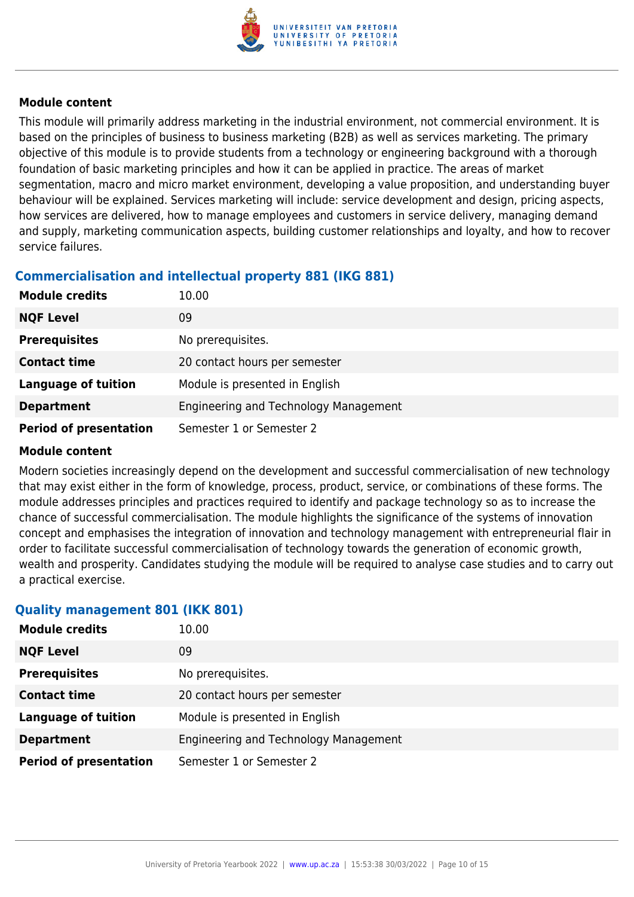**Module content**

This module will primarily address marketing in the industrial environment, not commercial environment. It is based on the principles of business to business marketing (B2B) as well as services marketing. The primary objective of this module is to provide students from a technology or engineering background with a thorough foundation of basic marketing principles and how it can be applied in practice. The areas of market segmentation, macro and micro market environment, developing a value proposition, and understanding buyer behaviour will be explained. Services marketing will include: service development and design, pricing aspects, how services are delivered, how to manage employees and customers in service delivery, managing demand and supply, marketing communication aspects, building customer relationships and loyalty, and how to recover service failures.

### Commercialisation and intellectual property 881 (IKG 881)

| | |
|---|---|
| **Module credits** | 10.00 |
| **NQF Level** | 09 |
| **Prerequisites** | No prerequisites. |
| **Contact time** | 20 contact hours per semester |
| **Language of tuition** | Module is presented in English |
| **Department** | Engineering and Technology Management |
| **Period of presentation** | Semester 1 or Semester 2 |

**Module content**

Modern societies increasingly depend on the development and successful commercialisation of new technology that may exist either in the form of knowledge, process, product, service, or combinations of these forms. The module addresses principles and practices required to identify and package technology so as to increase the chance of successful commercialisation. The module highlights the significance of the systems of innovation concept and emphasises the integration of innovation and technology management with entrepreneurial flair in order to facilitate successful commercialisation of technology towards the generation of economic growth, wealth and prosperity. Candidates studying the module will be required to analyse case studies and to carry out a practical exercise.

### Quality management 801 (IKK 801)

| | |
|---|---|
| **Module credits** | 10.00 |
| **NQF Level** | 09 |
| **Prerequisites** | No prerequisites. |
| **Contact time** | 20 contact hours per semester |
| **Language of tuition** | Module is presented in English |
| **Department** | Engineering and Technology Management |
| **Period of presentation** | Semester 1 or Semester 2 |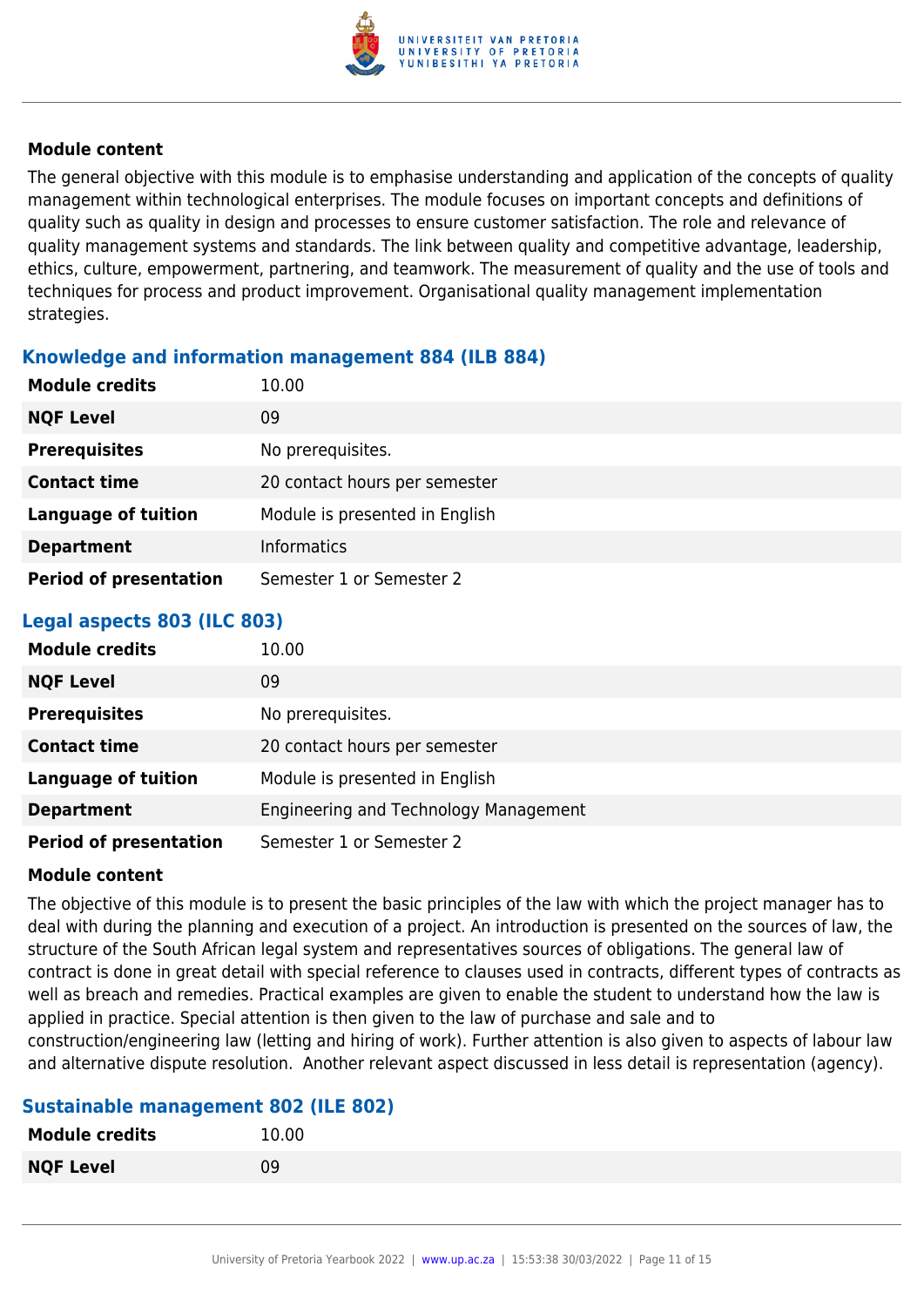#### Module content

The general objective with this module is to emphasise understanding and application of the concepts of quality management within technological enterprises. The module focuses on important concepts and definitions of quality such as quality in design and processes to ensure customer satisfaction. The role and relevance of quality management systems and standards. The link between quality and competitive advantage, leadership, ethics, culture, empowerment, partnering, and teamwork. The measurement of quality and the use of tools and techniques for process and product improvement. Organisational quality management implementation strategies.

### Knowledge and information management 884 (ILB 884)

| | |
|---|---|
| **Module credits** | 10.00 |
| **NQF Level** | 09 |
| **Prerequisites** | No prerequisites. |
| **Contact time** | 20 contact hours per semester |
| **Language of tuition** | Module is presented in English |
| **Department** | Informatics |
| **Period of presentation** | Semester 1 or Semester 2 |

### Legal aspects 803 (ILC 803)

| | |
|---|---|
| **Module credits** | 10.00 |
| **NQF Level** | 09 |
| **Prerequisites** | No prerequisites. |
| **Contact time** | 20 contact hours per semester |
| **Language of tuition** | Module is presented in English |
| **Department** | Engineering and Technology Management |
| **Period of presentation** | Semester 1 or Semester 2 |

#### Module content

The objective of this module is to present the basic principles of the law with which the project manager has to deal with during the planning and execution of a project. An introduction is presented on the sources of law, the structure of the South African legal system and representatives sources of obligations. The general law of contract is done in great detail with special reference to clauses used in contracts, different types of contracts as well as breach and remedies. Practical examples are given to enable the student to understand how the law is applied in practice. Special attention is then given to the law of purchase and sale and to construction/engineering law (letting and hiring of work). Further attention is also given to aspects of labour law and alternative dispute resolution. Another relevant aspect discussed in less detail is representation (agency).

### Sustainable management 802 (ILE 802)

| | |
|---|---|
| **Module credits** | 10.00 |
| **NQF Level** | 09 |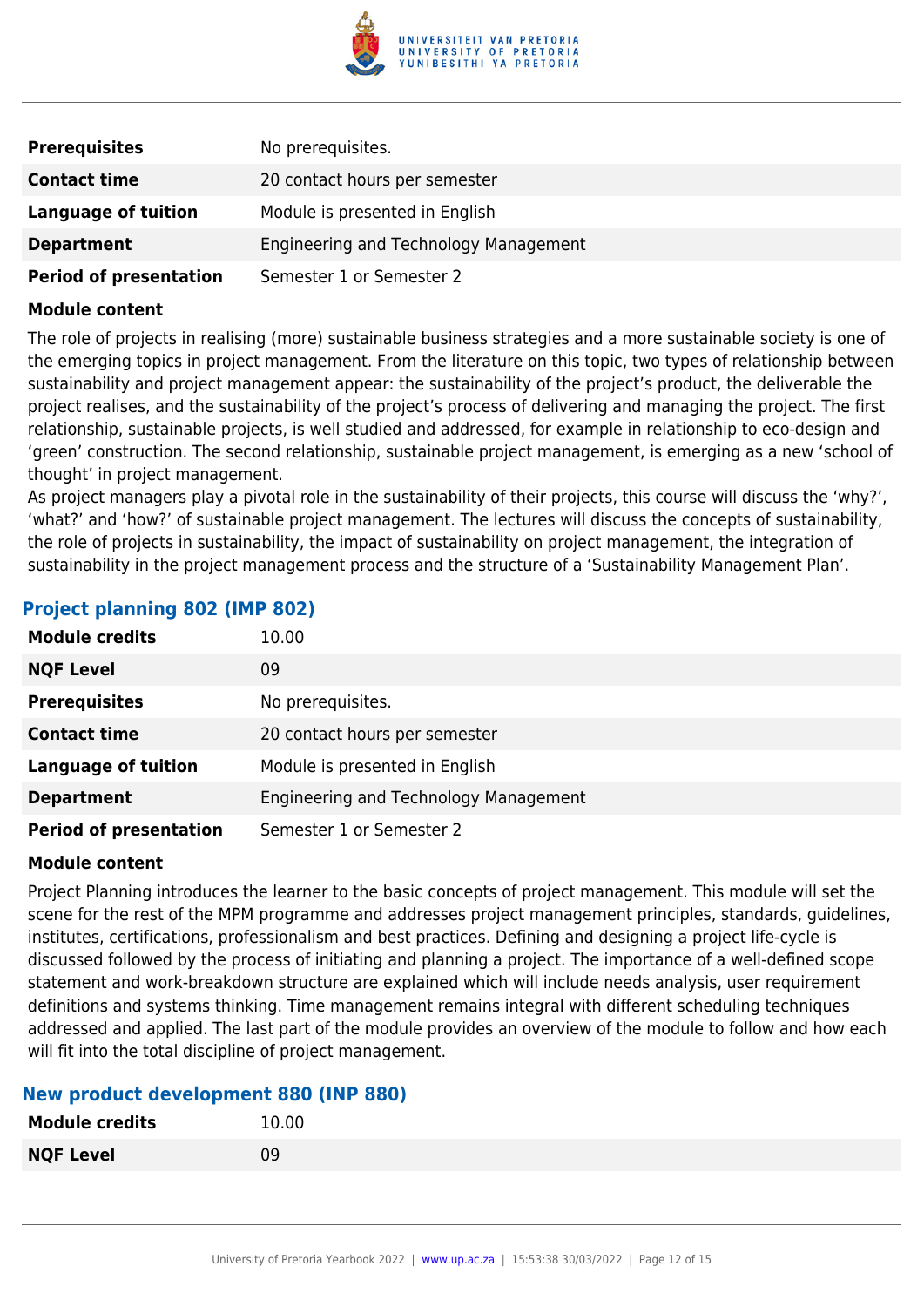| | |
|---|---|
| **Prerequisites** | No prerequisites. |
| **Contact time** | 20 contact hours per semester |
| **Language of tuition** | Module is presented in English |
| **Department** | Engineering and Technology Management |
| **Period of presentation** | Semester 1 or Semester 2 |

**Module content**

The role of projects in realising (more) sustainable business strategies and a more sustainable society is one of the emerging topics in project management. From the literature on this topic, two types of relationship between sustainability and project management appear: the sustainability of the project's product, the deliverable the project realises, and the sustainability of the project's process of delivering and managing the project. The first relationship, sustainable projects, is well studied and addressed, for example in relationship to eco-design and 'green' construction. The second relationship, sustainable project management, is emerging as a new 'school of thought' in project management.
As project managers play a pivotal role in the sustainability of their projects, this course will discuss the 'why?', 'what?' and 'how?' of sustainable project management. The lectures will discuss the concepts of sustainability, the role of projects in sustainability, the impact of sustainability on project management, the integration of sustainability in the project management process and the structure of a 'Sustainability Management Plan'.

### Project planning 802 (IMP 802)

| | |
|---|---|
| **Module credits** | 10.00 |
| **NQF Level** | 09 |
| **Prerequisites** | No prerequisites. |
| **Contact time** | 20 contact hours per semester |
| **Language of tuition** | Module is presented in English |
| **Department** | Engineering and Technology Management |
| **Period of presentation** | Semester 1 or Semester 2 |

**Module content**

Project Planning introduces the learner to the basic concepts of project management. This module will set the scene for the rest of the MPM programme and addresses project management principles, standards, guidelines, institutes, certifications, professionalism and best practices. Defining and designing a project life-cycle is discussed followed by the process of initiating and planning a project. The importance of a well-defined scope statement and work-breakdown structure are explained which will include needs analysis, user requirement definitions and systems thinking. Time management remains integral with different scheduling techniques addressed and applied. The last part of the module provides an overview of the module to follow and how each will fit into the total discipline of project management.

### New product development 880 (INP 880)

| | |
|---|---|
| **Module credits** | 10.00 |
| **NQF Level** | 09 |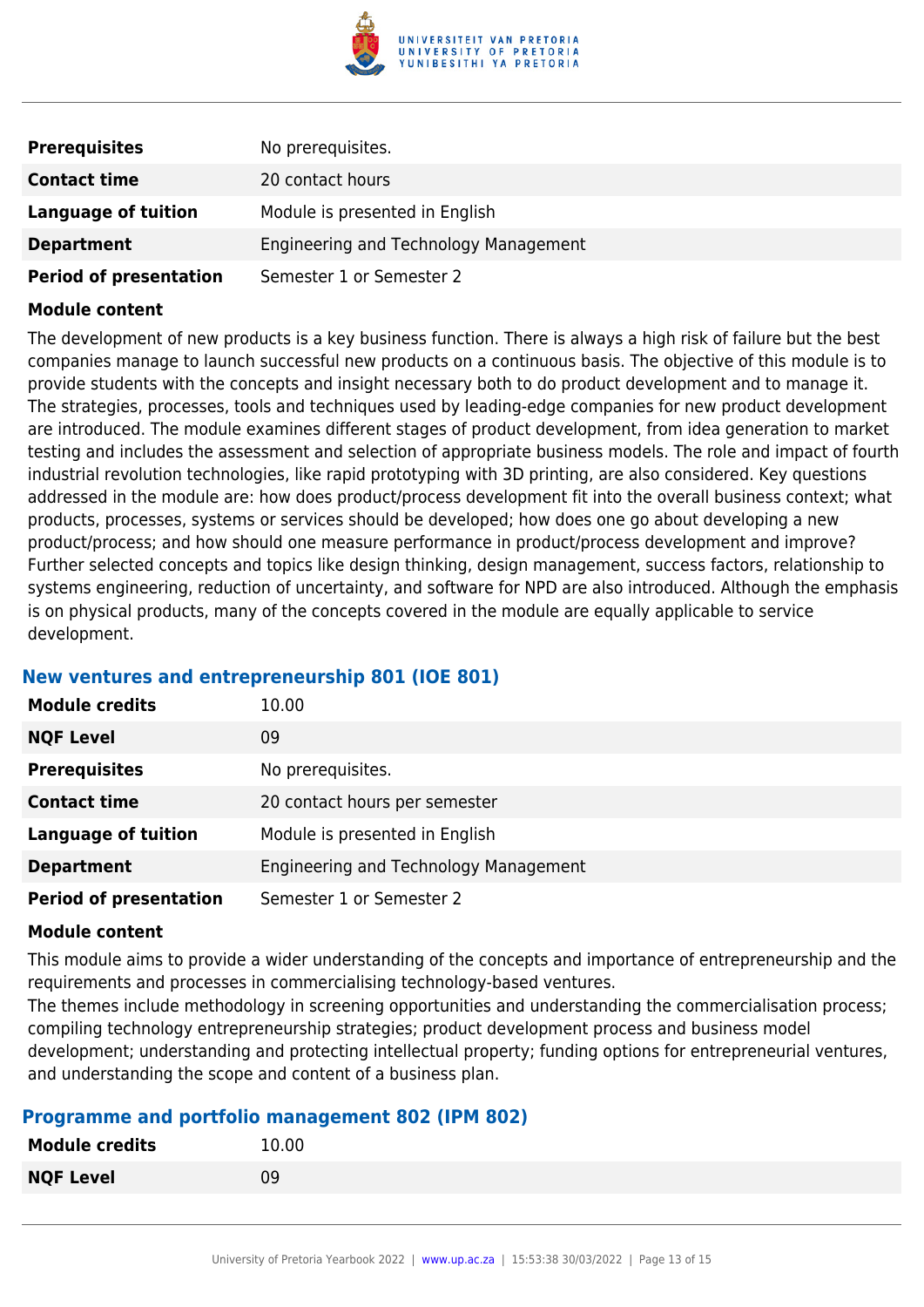| | |
|---|---|
| **Prerequisites** | No prerequisites. |
| **Contact time** | 20 contact hours |
| **Language of tuition** | Module is presented in English |
| **Department** | Engineering and Technology Management |
| **Period of presentation** | Semester 1 or Semester 2 |

**Module content**

The development of new products is a key business function. There is always a high risk of failure but the best companies manage to launch successful new products on a continuous basis. The objective of this module is to provide students with the concepts and insight necessary both to do product development and to manage it. The strategies, processes, tools and techniques used by leading-edge companies for new product development are introduced. The module examines different stages of product development, from idea generation to market testing and includes the assessment and selection of appropriate business models. The role and impact of fourth industrial revolution technologies, like rapid prototyping with 3D printing, are also considered. Key questions addressed in the module are: how does product/process development fit into the overall business context; what products, processes, systems or services should be developed; how does one go about developing a new product/process; and how should one measure performance in product/process development and improve? Further selected concepts and topics like design thinking, design management, success factors, relationship to systems engineering, reduction of uncertainty, and software for NPD are also introduced. Although the emphasis is on physical products, many of the concepts covered in the module are equally applicable to service development.

### New ventures and entrepreneurship 801 (IOE 801)

| | |
|---|---|
| **Module credits** | 10.00 |
| **NQF Level** | 09 |
| **Prerequisites** | No prerequisites. |
| **Contact time** | 20 contact hours per semester |
| **Language of tuition** | Module is presented in English |
| **Department** | Engineering and Technology Management |
| **Period of presentation** | Semester 1 or Semester 2 |

**Module content**

This module aims to provide a wider understanding of the concepts and importance of entrepreneurship and the requirements and processes in commercialising technology-based ventures.

The themes include methodology in screening opportunities and understanding the commercialisation process; compiling technology entrepreneurship strategies; product development process and business model development; understanding and protecting intellectual property; funding options for entrepreneurial ventures, and understanding the scope and content of a business plan.

### Programme and portfolio management 802 (IPM 802)

| | |
|---|---|
| **Module credits** | 10.00 |
| **NQF Level** | 09 |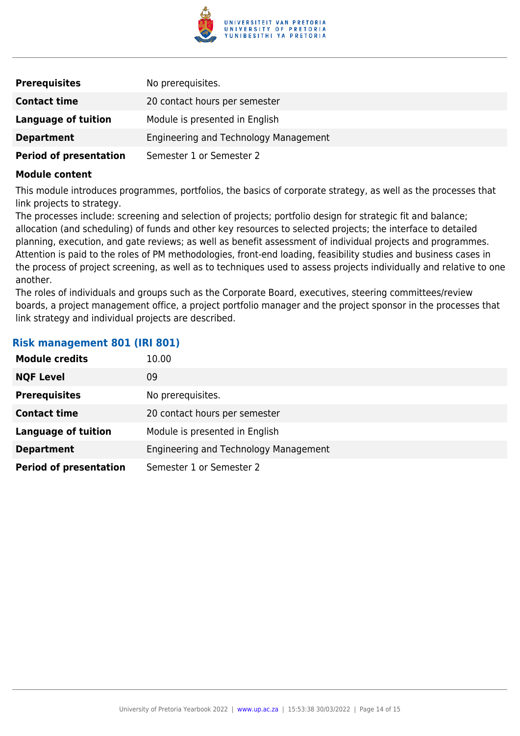| | |
|---|---|
| **Prerequisites** | No prerequisites. |
| **Contact time** | 20 contact hours per semester |
| **Language of tuition** | Module is presented in English |
| **Department** | Engineering and Technology Management |
| **Period of presentation** | Semester 1 or Semester 2 |

**Module content**

This module introduces programmes, portfolios, the basics of corporate strategy, as well as the processes that link projects to strategy.
The processes include: screening and selection of projects; portfolio design for strategic fit and balance; allocation (and scheduling) of funds and other key resources to selected projects; the interface to detailed planning, execution, and gate reviews; as well as benefit assessment of individual projects and programmes. Attention is paid to the roles of PM methodologies, front-end loading, feasibility studies and business cases in the process of project screening, as well as to techniques used to assess projects individually and relative to one another.
The roles of individuals and groups such as the Corporate Board, executives, steering committees/review boards, a project management office, a project portfolio manager and the project sponsor in the processes that link strategy and individual projects are described.

### Risk management 801 (IRI 801)

| | |
|---|---|
| **Module credits** | 10.00 |
| **NQF Level** | 09 |
| **Prerequisites** | No prerequisites. |
| **Contact time** | 20 contact hours per semester |
| **Language of tuition** | Module is presented in English |
| **Department** | Engineering and Technology Management |
| **Period of presentation** | Semester 1 or Semester 2 |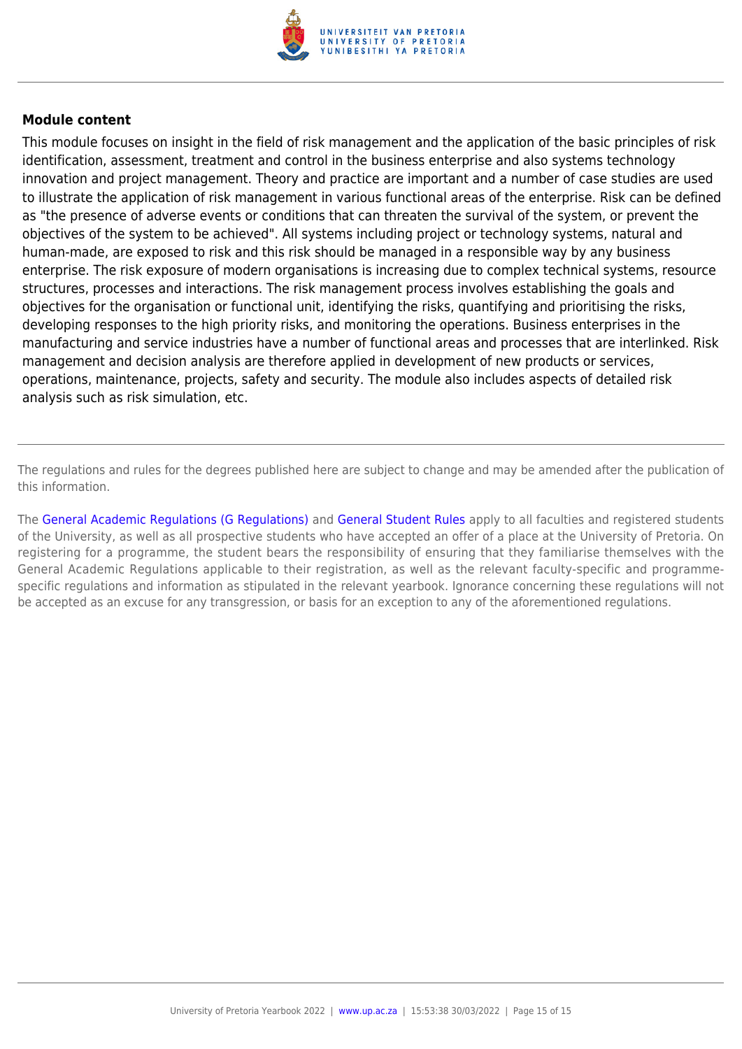### Module content

This module focuses on insight in the field of risk management and the application of the basic principles of risk identification, assessment, treatment and control in the business enterprise and also systems technology innovation and project management. Theory and practice are important and a number of case studies are used to illustrate the application of risk management in various functional areas of the enterprise. Risk can be defined as "the presence of adverse events or conditions that can threaten the survival of the system, or prevent the objectives of the system to be achieved". All systems including project or technology systems, natural and human-made, are exposed to risk and this risk should be managed in a responsible way by any business enterprise. The risk exposure of modern organisations is increasing due to complex technical systems, resource structures, processes and interactions. The risk management process involves establishing the goals and objectives for the organisation or functional unit, identifying the risks, quantifying and prioritising the risks, developing responses to the high priority risks, and monitoring the operations. Business enterprises in the manufacturing and service industries have a number of functional areas and processes that are interlinked. Risk management and decision analysis are therefore applied in development of new products or services, operations, maintenance, projects, safety and security. The module also includes aspects of detailed risk analysis such as risk simulation, etc.

---

The regulations and rules for the degrees published here are subject to change and may be amended after the publication of this information.

The General Academic Regulations (G Regulations) and General Student Rules apply to all faculties and registered students of the University, as well as all prospective students who have accepted an offer of a place at the University of Pretoria. On registering for a programme, the student bears the responsibility of ensuring that they familiarise themselves with the General Academic Regulations applicable to their registration, as well as the relevant faculty-specific and programme-specific regulations and information as stipulated in the relevant yearbook. Ignorance concerning these regulations will not be accepted as an excuse for any transgression, or basis for an exception to any of the aforementioned regulations.